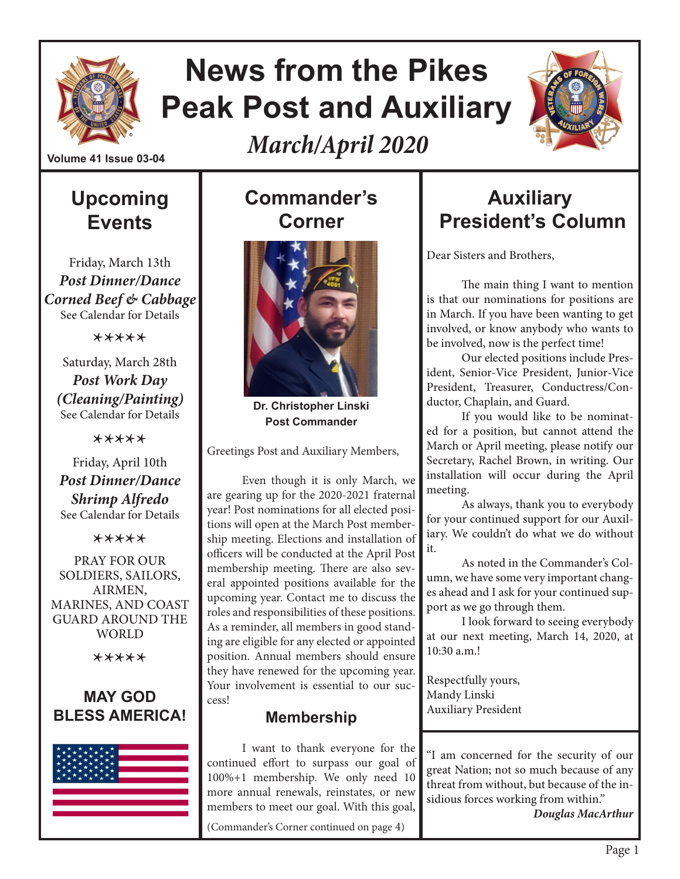# News from the Pikes Peak Post and Auxiliary

*March/April 2020*

Volume 41 Issue 03-04

## Upcoming Events

Friday, March 13th
***Post Dinner/Dance***
***Corned Beef & Cabbage***
See Calendar for Details

*****

Saturday, March 28th
***Post Work Day (Cleaning/Painting)***
See Calendar for Details

*****

Friday, April 10th
***Post Dinner/Dance***
***Shrimp Alfredo***
See Calendar for Details

*****

PRAY FOR OUR SOLDIERS, SAILORS, AIRMEN, MARINES, AND COAST GUARD AROUND THE WORLD

*****

**MAY GOD BLESS AMERICA!**

## Commander's Corner

**Dr. Christopher Linski**
**Post Commander**

Greetings Post and Auxiliary Members,

Even though it is only March, we are gearing up for the 2020-2021 fraternal year! Post nominations for all elected positions will open at the March Post membership meeting. Elections and installation of officers will be conducted at the April Post membership meeting. There are also several appointed positions available for the upcoming year. Contact me to discuss the roles and responsibilities of these positions. As a reminder, all members in good standing are eligible for any elected or appointed position. Annual members should ensure they have renewed for the upcoming year. Your involvement is essential to our success!

### Membership

I want to thank everyone for the continued effort to surpass our goal of 100%+1 membership. We only need 10 more annual renewals, reinstates, or new members to meet our goal. With this goal,

(Commander's Corner continued on page 4)

## Auxiliary President's Column

Dear Sisters and Brothers,

The main thing I want to mention is that our nominations for positions are in March. If you have been wanting to get involved, or know anybody who wants to be involved, now is the perfect time!

Our elected positions include President, Senior-Vice President, Junior-Vice President, Treasurer, Conductress/Conductor, Chaplain, and Guard.

If you would like to be nominated for a position, but cannot attend the March or April meeting, please notify our Secretary, Rachel Brown, in writing. Our installation will occur during the April meeting.

As always, thank you to everybody for your continued support for our Auxiliary. We couldn't do what we do without it.

As noted in the Commander's Column, we have some very important changes ahead and I ask for your continued support as we go through them.

I look forward to seeing everybody at our next meeting, March 14, 2020, at 10:30 a.m.!

Respectfully yours,
Mandy Linski
Auxiliary President

"I am concerned for the security of our great Nation; not so much because of any threat from without, but because of the insidious forces working from within."

***Douglas MacArthur***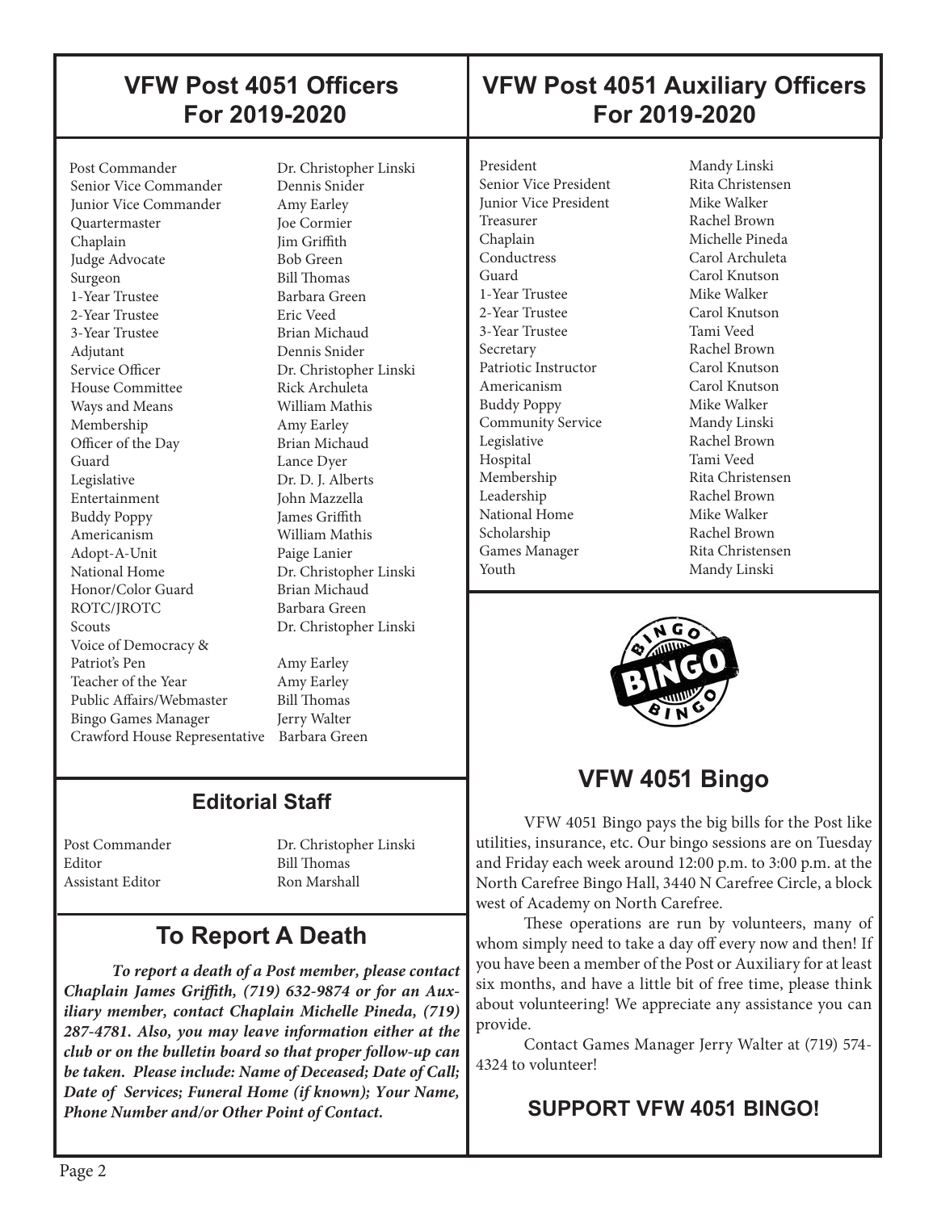## VFW Post 4051 Officers For 2019-2020

| Position | Name |
| --- | --- |
| Post Commander | Dr. Christopher Linski |
| Senior Vice Commander | Dennis Snider |
| Junior Vice Commander | Amy Earley |
| Quartermaster | Joe Cormier |
| Chaplain | Jim Griffith |
| Judge Advocate | Bob Green |
| Surgeon | Bill Thomas |
| 1-Year Trustee | Barbara Green |
| 2-Year Trustee | Eric Veed |
| 3-Year Trustee | Brian Michaud |
| Adjutant | Dennis Snider |
| Service Officer | Dr. Christopher Linski |
| House Committee | Rick Archuleta |
| Ways and Means | William Mathis |
| Membership | Amy Earley |
| Officer of the Day | Brian Michaud |
| Guard | Lance Dyer |
| Legislative | Dr. D. J. Alberts |
| Entertainment | John Mazzella |
| Buddy Poppy | James Griffith |
| Americanism | William Mathis |
| Adopt-A-Unit | Paige Lanier |
| National Home | Dr. Christopher Linski |
| Honor/Color Guard | Brian Michaud |
| ROTC/JROTC | Barbara Green |
| Scouts | Dr. Christopher Linski |
| Voice of Democracy & Patriot's Pen | Amy Earley |
| Teacher of the Year | Amy Earley |
| Public Affairs/Webmaster | Bill Thomas |
| Bingo Games Manager | Jerry Walter |
| Crawford House Representative | Barbara Green |

### Editorial Staff

| Position | Name |
| --- | --- |
| Post Commander | Dr. Christopher Linski |
| Editor | Bill Thomas |
| Assistant Editor | Ron Marshall |

## To Report A Death

***To report a death of a Post member, please contact Chaplain James Griffith, (719) 632-9874 or for an Auxiliary member, contact Chaplain Michelle Pineda, (719) 287-4781. Also, you may leave information either at the club or on the bulletin board so that proper follow-up can be taken. Please include: Name of Deceased; Date of Call; Date of Services; Funeral Home (if known); Your Name, Phone Number and/or Other Point of Contact.***

## VFW Post 4051 Auxiliary Officers For 2019-2020

| Position | Name |
| --- | --- |
| President | Mandy Linski |
| Senior Vice President | Rita Christensen |
| Junior Vice President | Mike Walker |
| Treasurer | Rachel Brown |
| Chaplain | Michelle Pineda |
| Conductress | Carol Archuleta |
| Guard | Carol Knutson |
| 1-Year Trustee | Mike Walker |
| 2-Year Trustee | Carol Knutson |
| 3-Year Trustee | Tami Veed |
| Secretary | Rachel Brown |
| Patriotic Instructor | Carol Knutson |
| Americanism | Carol Knutson |
| Buddy Poppy | Mike Walker |
| Community Service | Mandy Linski |
| Legislative | Rachel Brown |
| Hospital | Tami Veed |
| Membership | Rita Christensen |
| Leadership | Rachel Brown |
| National Home | Mike Walker |
| Scholarship | Rachel Brown |
| Games Manager | Rita Christensen |
| Youth | Mandy Linski |

## VFW 4051 Bingo

VFW 4051 Bingo pays the big bills for the Post like utilities, insurance, etc. Our bingo sessions are on Tuesday and Friday each week around 12:00 p.m. to 3:00 p.m. at the North Carefree Bingo Hall, 3440 N Carefree Circle, a block west of Academy on North Carefree.

These operations are run by volunteers, many of whom simply need to take a day off every now and then! If you have been a member of the Post or Auxiliary for at least six months, and have a little bit of free time, please think about volunteering! We appreciate any assistance you can provide.

Contact Games Manager Jerry Walter at (719) 574-4324 to volunteer!

**SUPPORT VFW 4051 BINGO!**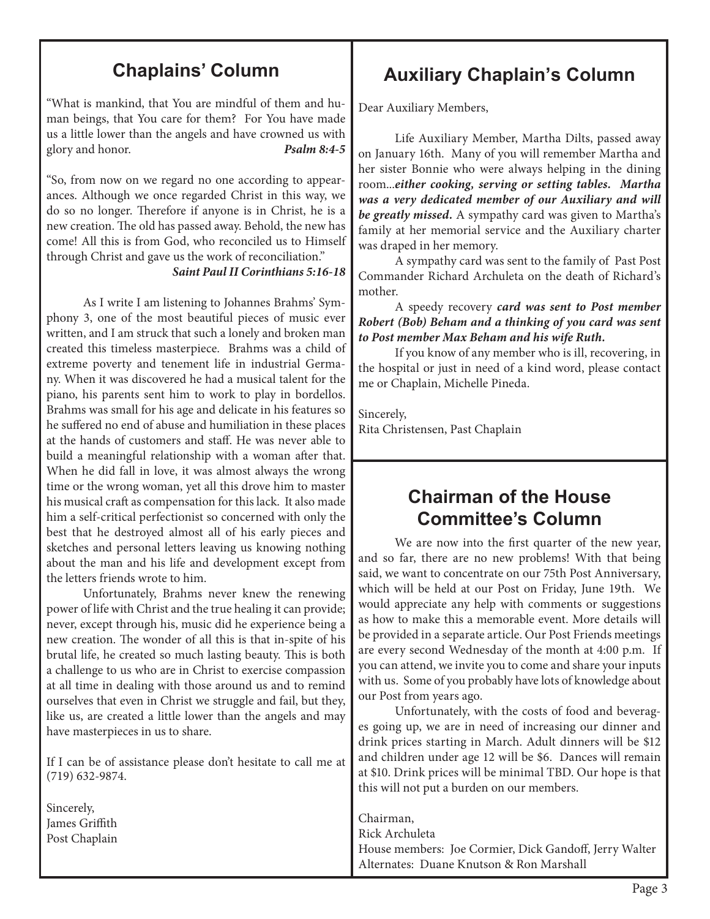## Chaplains' Column

"What is mankind, that You are mindful of them and human beings, that You care for them? For You have made us a little lower than the angels and have crowned us with glory and honor. ***Psalm 8:4-5***

"So, from now on we regard no one according to appearances. Although we once regarded Christ in this way, we do so no longer. Therefore if anyone is in Christ, he is a new creation. The old has passed away. Behold, the new has come! All this is from God, who reconciled us to Himself through Christ and gave us the work of reconciliation."
***Saint Paul II Corinthians 5:16-18***

As I write I am listening to Johannes Brahms' Symphony 3, one of the most beautiful pieces of music ever written, and I am struck that such a lonely and broken man created this timeless masterpiece. Brahms was a child of extreme poverty and tenement life in industrial Germany. When it was discovered he had a musical talent for the piano, his parents sent him to work to play in bordellos. Brahms was small for his age and delicate in his features so he suffered no end of abuse and humiliation in these places at the hands of customers and staff. He was never able to build a meaningful relationship with a woman after that. When he did fall in love, it was almost always the wrong time or the wrong woman, yet all this drove him to master his musical craft as compensation for this lack. It also made him a self-critical perfectionist so concerned with only the best that he destroyed almost all of his early pieces and sketches and personal letters leaving us knowing nothing about the man and his life and development except from the letters friends wrote to him.

Unfortunately, Brahms never knew the renewing power of life with Christ and the true healing it can provide; never, except through his, music did he experience being a new creation. The wonder of all this is that in-spite of his brutal life, he created so much lasting beauty. This is both a challenge to us who are in Christ to exercise compassion at all time in dealing with those around us and to remind ourselves that even in Christ we struggle and fail, but they, like us, are created a little lower than the angels and may have masterpieces in us to share.

If I can be of assistance please don't hesitate to call me at (719) 632-9874.

Sincerely,
James Griffith
Post Chaplain

## Auxiliary Chaplain's Column

Dear Auxiliary Members,

Life Auxiliary Member, Martha Dilts, passed away on January 16th. Many of you will remember Martha and her sister Bonnie who were always helping in the dining room...***either cooking, serving or setting tables. Martha was a very dedicated member of our Auxiliary and will be greatly missed.*** A sympathy card was given to Martha's family at her memorial service and the Auxiliary charter was draped in her memory.

A sympathy card was sent to the family of Past Post Commander Richard Archuleta on the death of Richard's mother.

A speedy recovery ***card was sent to Post member Robert (Bob) Beham and a thinking of you card was sent to Post member Max Beham and his wife Ruth.***

If you know of any member who is ill, recovering, in the hospital or just in need of a kind word, please contact me or Chaplain, Michelle Pineda.

Sincerely,
Rita Christensen, Past Chaplain

## Chairman of the House Committee's Column

We are now into the first quarter of the new year, and so far, there are no new problems! With that being said, we want to concentrate on our 75th Post Anniversary, which will be held at our Post on Friday, June 19th. We would appreciate any help with comments or suggestions as how to make this a memorable event. More details will be provided in a separate article. Our Post Friends meetings are every second Wednesday of the month at 4:00 p.m. If you can attend, we invite you to come and share your inputs with us. Some of you probably have lots of knowledge about our Post from years ago.

Unfortunately, with the costs of food and beverages going up, we are in need of increasing our dinner and drink prices starting in March. Adult dinners will be $12 and children under age 12 will be $6. Dances will remain at $10. Drink prices will be minimal TBD. Our hope is that this will not put a burden on our members.

Chairman,
Rick Archuleta
House members: Joe Cormier, Dick Gandoff, Jerry Walter
Alternates: Duane Knutson & Ron Marshall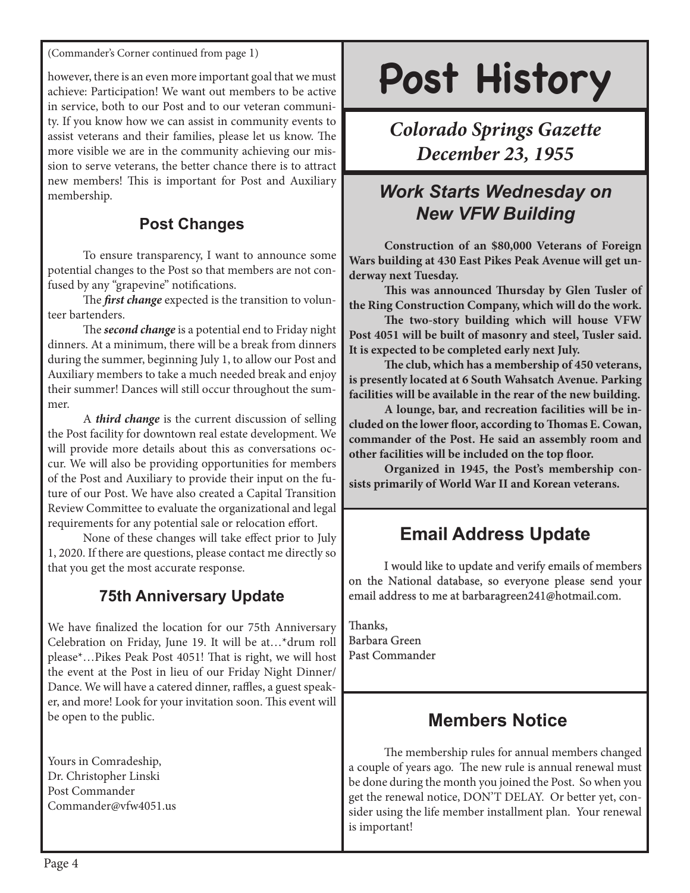(Commander's Corner continued from page 1)

however, there is an even more important goal that we must achieve: Participation! We want out members to be active in service, both to our Post and to our veteran community. If you know how we can assist in community events to assist veterans and their families, please let us know. The more visible we are in the community achieving our mission to serve veterans, the better chance there is to attract new members! This is important for Post and Auxiliary membership.

## Post Changes

To ensure transparency, I want to announce some potential changes to the Post so that members are not confused by any "grapevine" notifications.

The ***first change*** expected is the transition to volunteer bartenders.

The ***second change*** is a potential end to Friday night dinners. At a minimum, there will be a break from dinners during the summer, beginning July 1, to allow our Post and Auxiliary members to take a much needed break and enjoy their summer! Dances will still occur throughout the summer.

A ***third change*** is the current discussion of selling the Post facility for downtown real estate development. We will provide more details about this as conversations occur. We will also be providing opportunities for members of the Post and Auxiliary to provide their input on the future of our Post. We have also created a Capital Transition Review Committee to evaluate the organizational and legal requirements for any potential sale or relocation effort.

None of these changes will take effect prior to July 1, 2020. If there are questions, please contact me directly so that you get the most accurate response.

## 75th Anniversary Update

We have finalized the location for our 75th Anniversary Celebration on Friday, June 19. It will be at…*drum roll please*…Pikes Peak Post 4051! That is right, we will host the event at the Post in lieu of our Friday Night Dinner/ Dance. We will have a catered dinner, raffles, a guest speaker, and more! Look for your invitation soon. This event will be open to the public.

Yours in Comradeship,
Dr. Christopher Linski
Post Commander
Commander@vfw4051.us

# Post History

## *Colorado Springs Gazette December 23, 1955*

### *Work Starts Wednesday on New VFW Building*

**Construction of an $80,000 Veterans of Foreign Wars building at 430 East Pikes Peak Avenue will get underway next Tuesday.**

**This was announced Thursday by Glen Tusler of the Ring Construction Company, which will do the work.**

**The two-story building which will house VFW Post 4051 will be built of masonry and steel, Tusler said. It is expected to be completed early next July.**

**The club, which has a membership of 450 veterans, is presently located at 6 South Wahsatch Avenue. Parking facilities will be available in the rear of the new building.**

**A lounge, bar, and recreation facilities will be included on the lower floor, according to Thomas E. Cowan, commander of the Post. He said an assembly room and other facilities will be included on the top floor.**

**Organized in 1945, the Post's membership consists primarily of World War II and Korean veterans.**

## Email Address Update

I would like to update and verify emails of members on the National database, so everyone please send your email address to me at barbaragreen241@hotmail.com.

Thanks,
Barbara Green
Past Commander

## Members Notice

The membership rules for annual members changed a couple of years ago. The new rule is annual renewal must be done during the month you joined the Post. So when you get the renewal notice, DON'T DELAY. Or better yet, consider using the life member installment plan. Your renewal is important!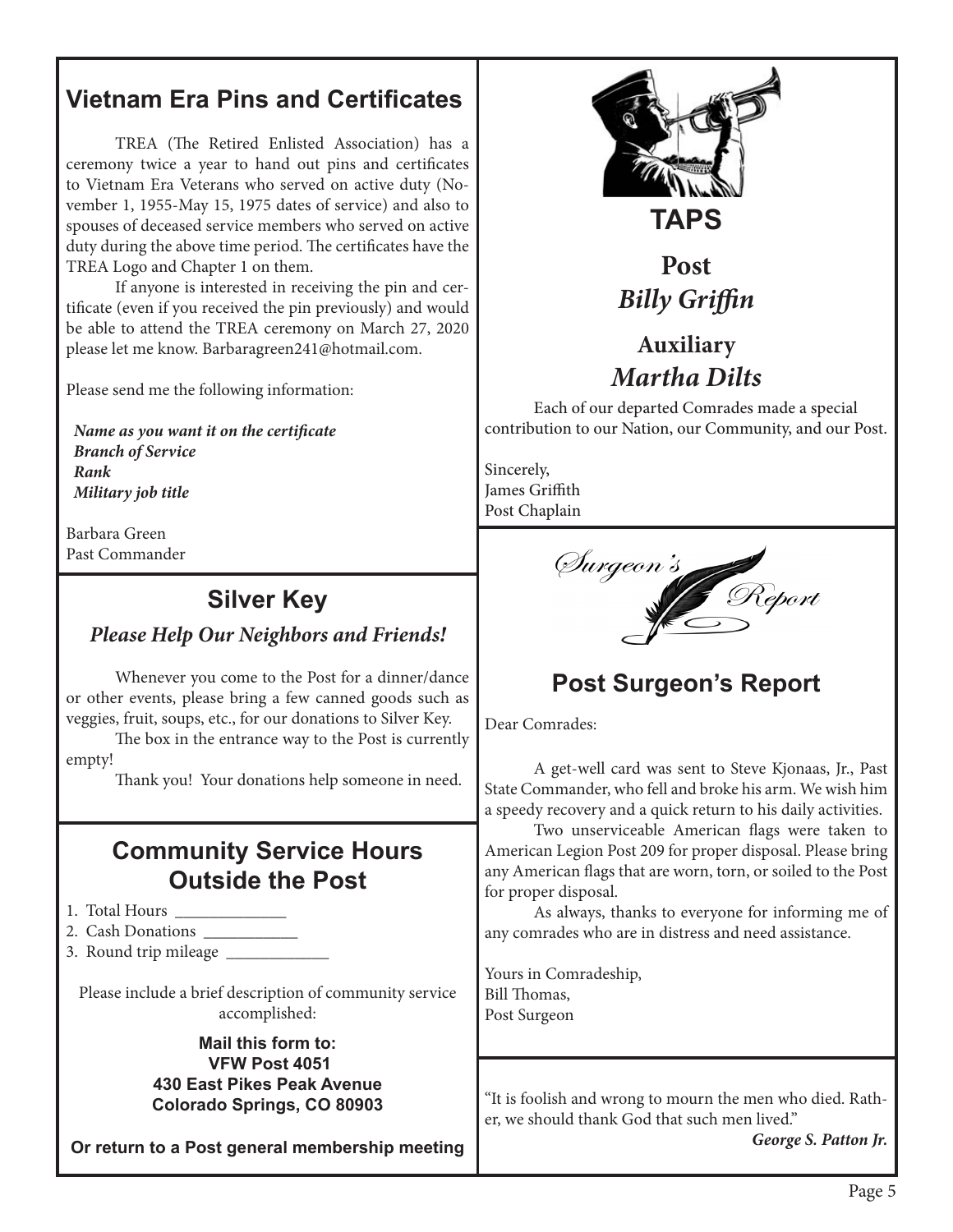## Vietnam Era Pins and Certificates

TREA (The Retired Enlisted Association) has a ceremony twice a year to hand out pins and certificates to Vietnam Era Veterans who served on active duty (November 1, 1955-May 15, 1975 dates of service) and also to spouses of deceased service members who served on active duty during the above time period. The certificates have the TREA Logo and Chapter 1 on them.

If anyone is interested in receiving the pin and certificate (even if you received the pin previously) and would be able to attend the TREA ceremony on March 27, 2020 please let me know. Barbaragreen241@hotmail.com.

Please send me the following information:

***Name as you want it on the certificate***
***Branch of Service***
***Rank***
***Military job title***

Barbara Green
Past Commander

## Silver Key

***Please Help Our Neighbors and Friends!***

Whenever you come to the Post for a dinner/dance or other events, please bring a few canned goods such as veggies, fruit, soups, etc., for our donations to Silver Key.

The box in the entrance way to the Post is currently empty!

Thank you! Your donations help someone in need.

## Community Service Hours Outside the Post

1. Total Hours _____________
2. Cash Donations ___________
3. Round trip mileage ____________

Please include a brief description of community service accomplished:

**Mail this form to:**
**VFW Post 4051**
**430 East Pikes Peak Avenue**
**Colorado Springs, CO 80903**

**Or return to a Post general membership meeting**

## TAPS

**Post**
***Billy Griffin***

**Auxiliary**
***Martha Dilts***

Each of our departed Comrades made a special contribution to our Nation, our Community, and our Post.

Sincerely,
James Griffith
Post Chaplain

*Surgeon's Report*

## Post Surgeon's Report

Dear Comrades:

A get-well card was sent to Steve Kjonaas, Jr., Past State Commander, who fell and broke his arm. We wish him a speedy recovery and a quick return to his daily activities.

Two unserviceable American flags were taken to American Legion Post 209 for proper disposal. Please bring any American flags that are worn, torn, or soiled to the Post for proper disposal.

As always, thanks to everyone for informing me of any comrades who are in distress and need assistance.

Yours in Comradeship,
Bill Thomas,
Post Surgeon

"It is foolish and wrong to mourn the men who died. Rather, we should thank God that such men lived."

***George S. Patton Jr.***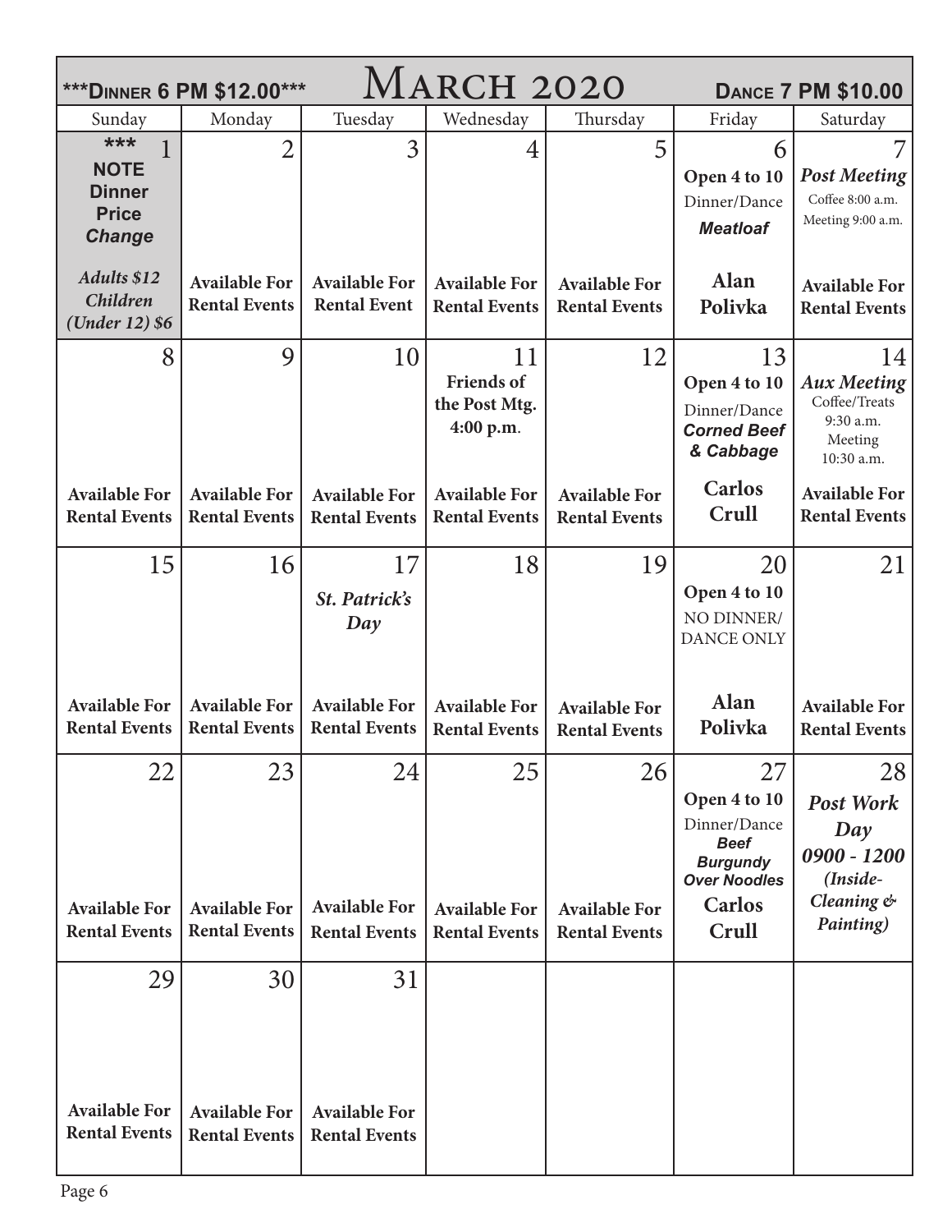# March 2020

***Dinner 6 PM $12.00*** | Dance 7 PM $10.00

| Sunday | Monday | Tuesday | Wednesday | Thursday | Friday | Saturday |
|---|---|---|---|---|---|---|
| 1 *** **NOTE Dinner Price *Change*** *Adults $12 Children (Under 12) $6* | 2 **Available For Rental Events** | 3 **Available For Rental Event** | 4 **Available For Rental Events** | 5 **Available For Rental Events** | 6 **Open 4 to 10** Dinner/Dance ***Meatloaf*** **Alan Polivka** | 7 ***Post Meeting*** Coffee 8:00 a.m. Meeting 9:00 a.m. **Available For Rental Events** |
| 8 **Available For Rental Events** | 9 **Available For Rental Events** | 10 **Available For Rental Events** | 11 **Friends of the Post Mtg. 4:00 p.m.** **Available For Rental Events** | 12 **Available For Rental Events** | 13 **Open 4 to 10** Dinner/Dance ***Corned Beef & Cabbage*** **Carlos Crull** | 14 ***Aux Meeting*** Coffee/Treats 9:30 a.m. Meeting 10:30 a.m. **Available For Rental Events** |
| 15 **Available For Rental Events** | 16 **Available For Rental Events** | 17 ***St. Patrick's Day*** **Available For Rental Events** | 18 **Available For Rental Events** | 19 **Available For Rental Events** | 20 **Open 4 to 10** NO DINNER/ DANCE ONLY **Alan Polivka** | 21 **Available For Rental Events** |
| 22 **Available For Rental Events** | 23 **Available For Rental Events** | 24 **Available For Rental Events** | 25 **Available For Rental Events** | 26 **Available For Rental Events** | 27 **Open 4 to 10** Dinner/Dance ***Beef Burgundy Over Noodles*** **Carlos Crull** | 28 ***Post Work Day 0900 - 1200 (Inside- Cleaning & Painting)*** |
| 29 **Available For Rental Events** | 30 **Available For Rental Events** | 31 **Available For Rental Events** | | | | |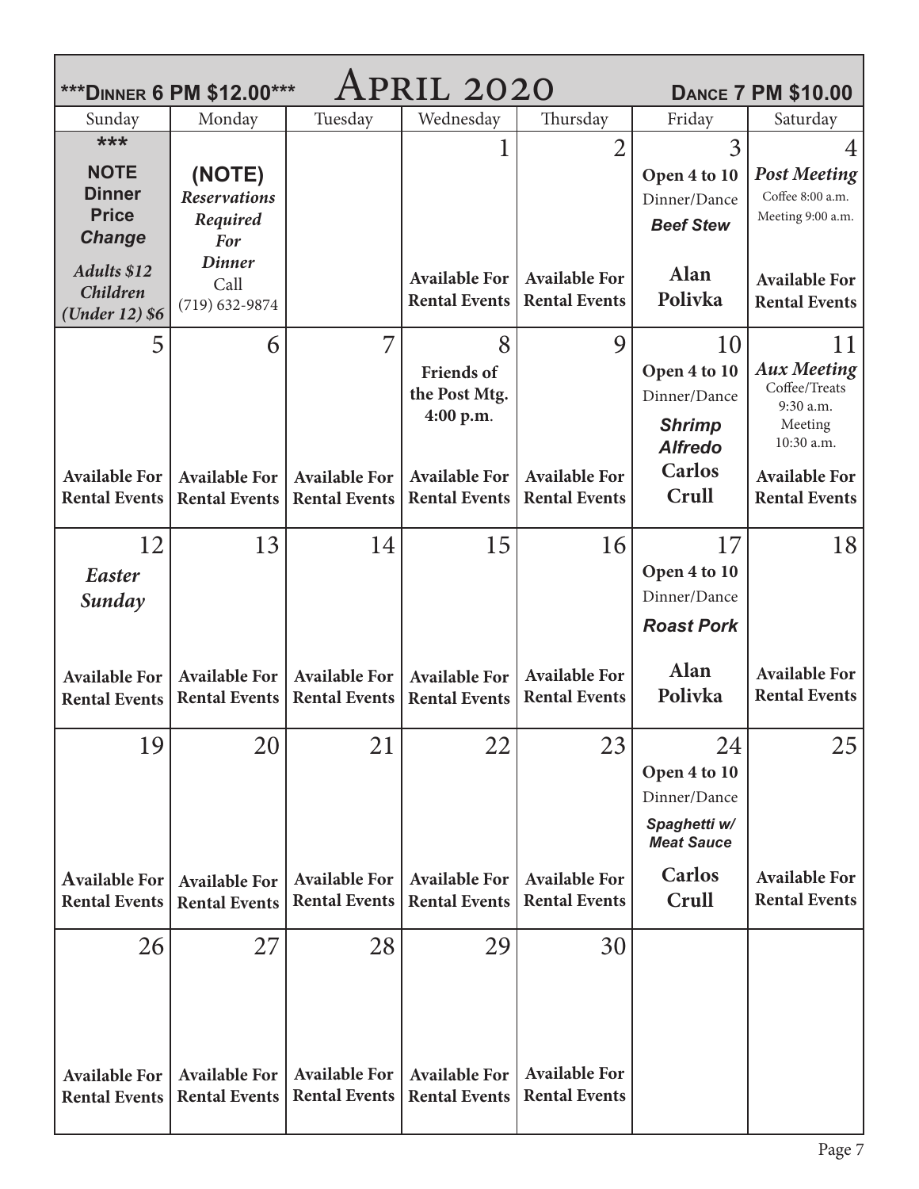# ***Dinner 6 PM $12.00*** April 2020 Dance 7 PM $10.00

| Sunday | Monday | Tuesday | Wednesday | Thursday | Friday | Saturday |
|---|---|---|---|---|---|---|
| *** **NOTE Dinner Price *Change*** *Adults $12 Children (Under 12) $6* | **(NOTE)** ***Reservations Required For Dinner*** Call (719) 632-9874 | | 1 **Available For Rental Events** | 2 **Available For Rental Events** | 3 **Open 4 to 10** Dinner/Dance ***Beef Stew*** **Alan Polivka** | 4 ***Post Meeting*** Coffee 8:00 a.m. Meeting 9:00 a.m. **Available For Rental Events** |
| 5 **Available For Rental Events** | 6 **Available For Rental Events** | 7 **Available For Rental Events** | 8 **Friends of the Post Mtg. 4:00 p.m.** **Available For Rental Events** | 9 **Available For Rental Events** | 10 **Open 4 to 10** Dinner/Dance ***Shrimp Alfredo*** **Carlos Crull** | 11 ***Aux Meeting*** Coffee/Treats 9:30 a.m. Meeting 10:30 a.m. **Available For Rental Events** |
| 12 ***Easter Sunday*** **Available For Rental Events** | 13 **Available For Rental Events** | 14 **Available For Rental Events** | 15 **Available For Rental Events** | 16 **Available For Rental Events** | 17 **Open 4 to 10** Dinner/Dance ***Roast Pork*** **Alan Polivka** | 18 **Available For Rental Events** |
| 19 **Available For Rental Events** | 20 **Available For Rental Events** | 21 **Available For Rental Events** | 22 **Available For Rental Events** | 23 **Available For Rental Events** | 24 **Open 4 to 10** Dinner/Dance ***Spaghetti w/ Meat Sauce*** **Carlos Crull** | 25 **Available For Rental Events** |
| 26 **Available For Rental Events** | 27 **Available For Rental Events** | 28 **Available For Rental Events** | 29 **Available For Rental Events** | 30 **Available For Rental Events** | | |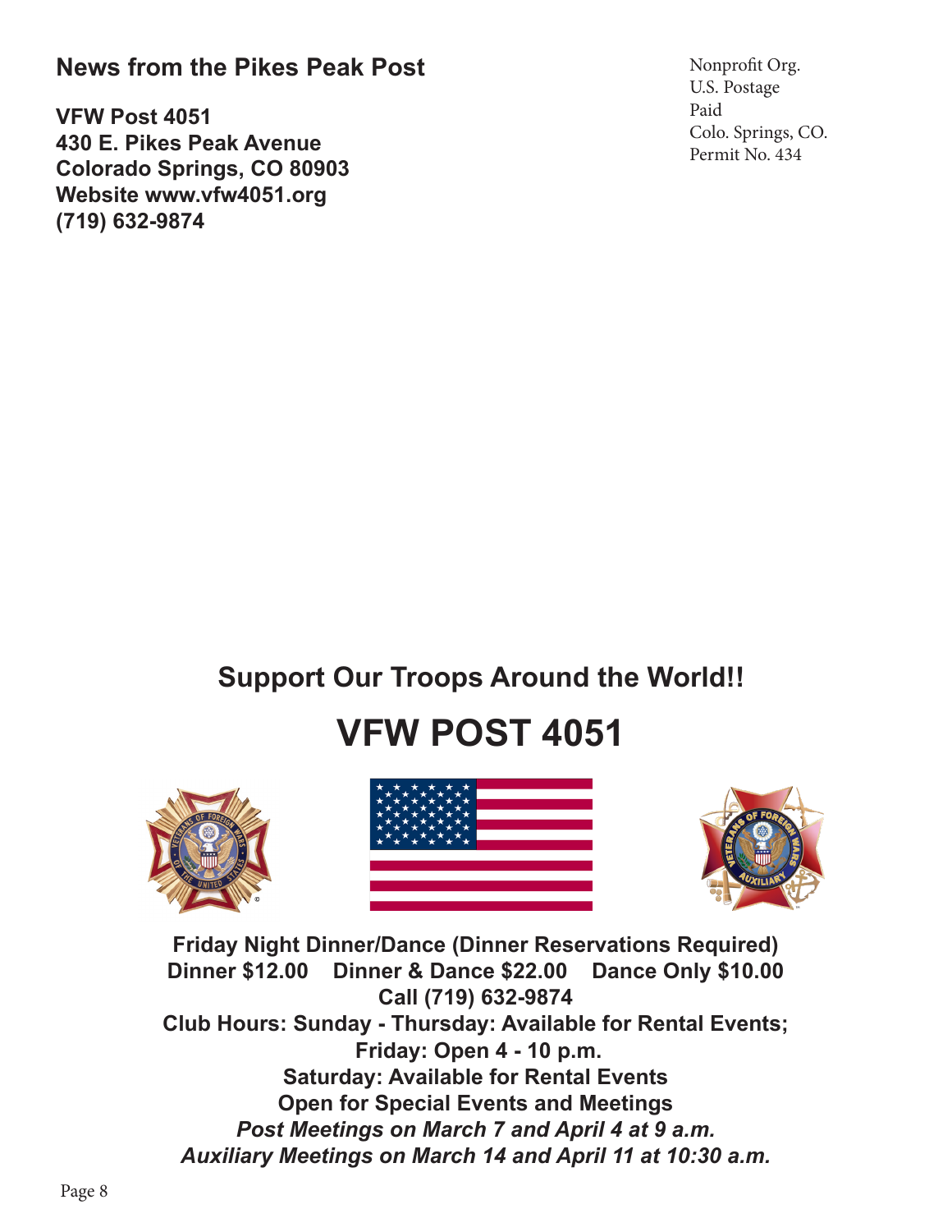## News from the Pikes Peak Post

**VFW Post 4051**
**430 E. Pikes Peak Avenue**
**Colorado Springs, CO 80903**
**Website www.vfw4051.org**
**(719) 632-9874**

Nonprofit Org.
U.S. Postage
Paid
Colo. Springs, CO.
Permit No. 434

## Support Our Troops Around the World!!

# VFW POST 4051

**Friday Night Dinner/Dance (Dinner Reservations Required)**
**Dinner $12.00 Dinner & Dance $22.00 Dance Only $10.00**
**Call (719) 632-9874**
**Club Hours: Sunday - Thursday: Available for Rental Events;**
**Friday: Open 4 - 10 p.m.**
**Saturday: Available for Rental Events**
**Open for Special Events and Meetings**
***Post Meetings on March 7 and April 4 at 9 a.m.***
***Auxiliary Meetings on March 14 and April 11 at 10:30 a.m.***